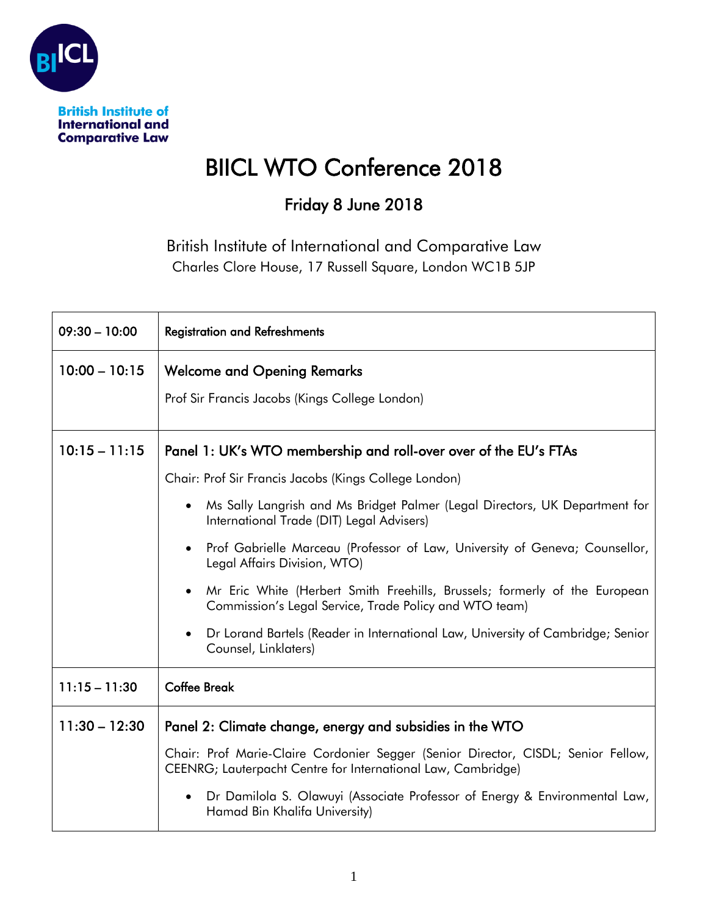British Institute of International and Comparative Law

# BIICL WTO Conference 2018

## Friday 8 June 2018

British Institute of International and Comparative Law
Charles Clore House, 17 Russell Square, London WC1B 5JP

| | |
|---|---|
| 09:30 – 10:00 | Registration and Refreshments |
| 10:00 – 10:15 | **Welcome and Opening Remarks**<br><br>Prof Sir Francis Jacobs (Kings College London) |
| 10:15 – 11:15 | **Panel 1: UK's WTO membership and roll-over over of the EU's FTAs**<br><br>Chair: Prof Sir Francis Jacobs (Kings College London)<br><br>• Ms Sally Langrish and Ms Bridget Palmer (Legal Directors, UK Department for International Trade (DIT) Legal Advisers)<br><br>• Prof Gabrielle Marceau (Professor of Law, University of Geneva; Counsellor, Legal Affairs Division, WTO)<br><br>• Mr Eric White (Herbert Smith Freehills, Brussels; formerly of the European Commission's Legal Service, Trade Policy and WTO team)<br><br>• Dr Lorand Bartels (Reader in International Law, University of Cambridge; Senior Counsel, Linklaters) |
| 11:15 – 11:30 | Coffee Break |
| 11:30 – 12:30 | **Panel 2: Climate change, energy and subsidies in the WTO**<br><br>Chair: Prof Marie-Claire Cordonier Segger (Senior Director, CISDL; Senior Fellow, CEENRG; Lauterpacht Centre for International Law, Cambridge)<br><br>• Dr Damilola S. Olawuyi (Associate Professor of Energy & Environmental Law, Hamad Bin Khalifa University) |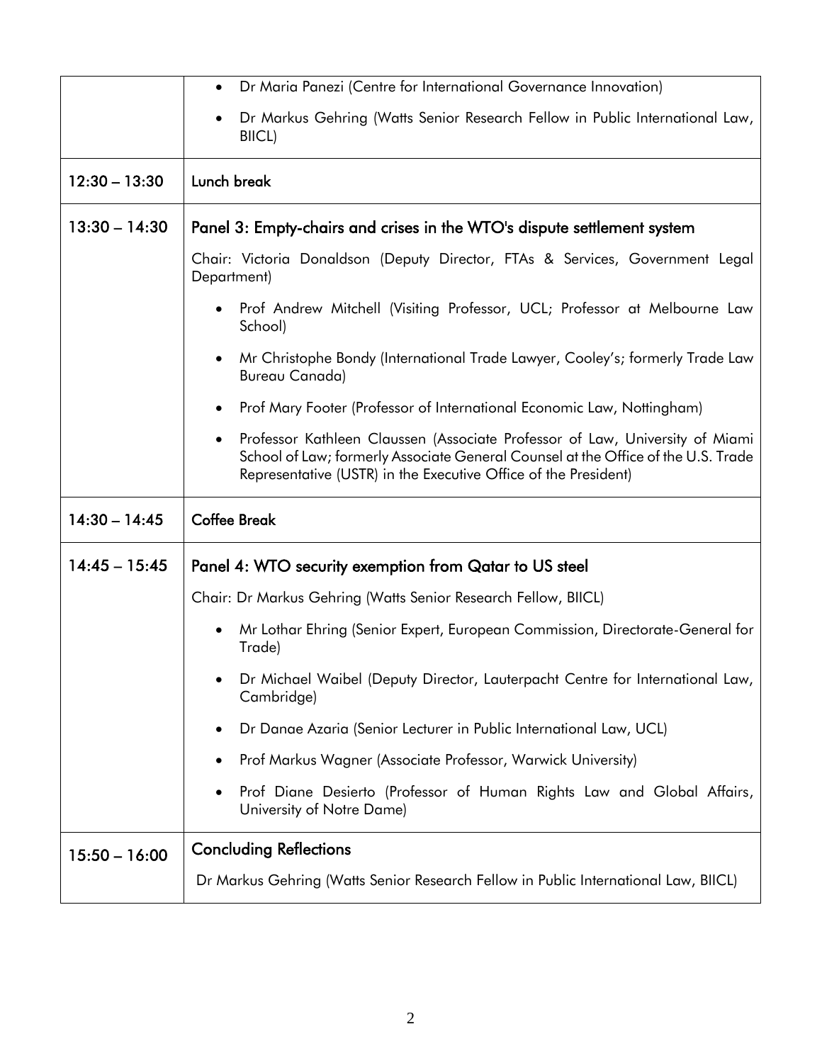| | |
|---|---|
| | • Dr Maria Panezi (Centre for International Governance Innovation)<br>• Dr Markus Gehring (Watts Senior Research Fellow in Public International Law, BIICL) |
| 12:30 – 13:30 | **Lunch break** |
| 13:30 – 14:30 | **Panel 3: Empty-chairs and crises in the WTO's dispute settlement system**<br>Chair: Victoria Donaldson (Deputy Director, FTAs & Services, Government Legal Department)<br>• Prof Andrew Mitchell (Visiting Professor, UCL; Professor at Melbourne Law School)<br>• Mr Christophe Bondy (International Trade Lawyer, Cooley's; formerly Trade Law Bureau Canada)<br>• Prof Mary Footer (Professor of International Economic Law, Nottingham)<br>• Professor Kathleen Claussen (Associate Professor of Law, University of Miami School of Law; formerly Associate General Counsel at the Office of the U.S. Trade Representative (USTR) in the Executive Office of the President) |
| 14:30 – 14:45 | **Coffee Break** |
| 14:45 – 15:45 | **Panel 4: WTO security exemption from Qatar to US steel**<br>Chair: Dr Markus Gehring (Watts Senior Research Fellow, BIICL)<br>• Mr Lothar Ehring (Senior Expert, European Commission, Directorate-General for Trade)<br>• Dr Michael Waibel (Deputy Director, Lauterpacht Centre for International Law, Cambridge)<br>• Dr Danae Azaria (Senior Lecturer in Public International Law, UCL)<br>• Prof Markus Wagner (Associate Professor, Warwick University)<br>• Prof Diane Desierto (Professor of Human Rights Law and Global Affairs, University of Notre Dame) |
| 15:50 – 16:00 | **Concluding Reflections**<br>Dr Markus Gehring (Watts Senior Research Fellow in Public International Law, BIICL) |